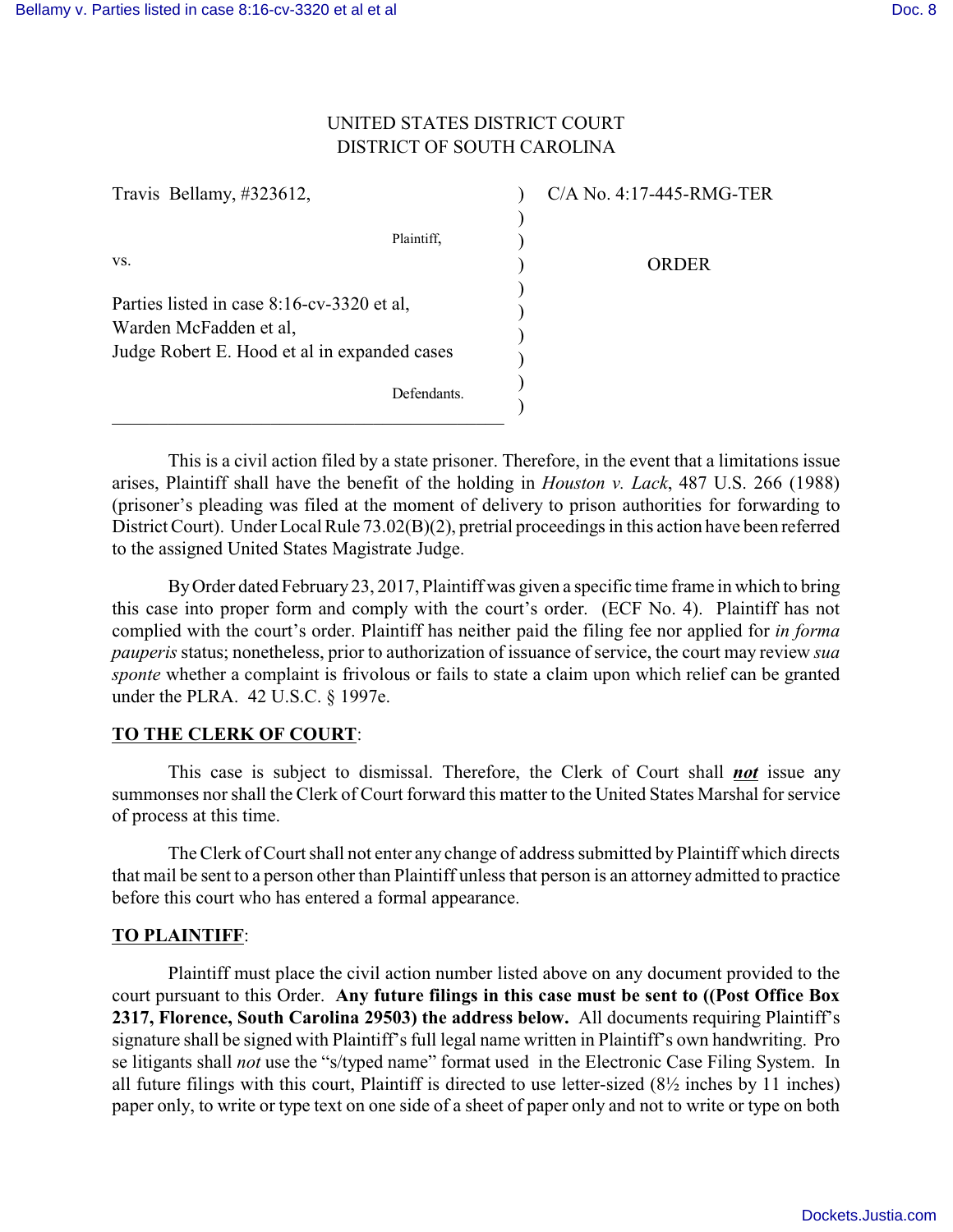UNITED STATES DISTRICT COURT
DISTRICT OF SOUTH CAROLINA

| | | |
|---|---|---|
| Travis Bellamy, #323612,<br><br>Plaintiff,<br><br>vs.<br><br>Parties listed in case 8:16-cv-3320 et al,<br>Warden McFadden et al,<br>Judge Robert E. Hood et al in expanded cases<br><br>Defendants. | ) | C/A No. 4:17-445-RMG-TER<br><br><br>ORDER |

This is a civil action filed by a state prisoner. Therefore, in the event that a limitations issue arises, Plaintiff shall have the benefit of the holding in *Houston v. Lack*, 487 U.S. 266 (1988) (prisoner's pleading was filed at the moment of delivery to prison authorities for forwarding to District Court). Under Local Rule 73.02(B)(2), pretrial proceedings in this action have been referred to the assigned United States Magistrate Judge.

By Order dated February 23, 2017, Plaintiff was given a specific time frame in which to bring this case into proper form and comply with the court's order. (ECF No. 4). Plaintiff has not complied with the court's order. Plaintiff has neither paid the filing fee nor applied for *in forma pauperis* status; nonetheless, prior to authorization of issuance of service, the court may review *sua sponte* whether a complaint is frivolous or fails to state a claim upon which relief can be granted under the PLRA. 42 U.S.C. § 1997e.

**TO THE CLERK OF COURT**:

This case is subject to dismissal. Therefore, the Clerk of Court shall ***not*** issue any summonses nor shall the Clerk of Court forward this matter to the United States Marshal for service of process at this time.

The Clerk of Court shall not enter any change of address submitted by Plaintiff which directs that mail be sent to a person other than Plaintiff unless that person is an attorney admitted to practice before this court who has entered a formal appearance.

**TO PLAINTIFF**:

Plaintiff must place the civil action number listed above on any document provided to the court pursuant to this Order. **Any future filings in this case must be sent to ((Post Office Box 2317, Florence, South Carolina 29503) the address below.** All documents requiring Plaintiff's signature shall be signed with Plaintiff's full legal name written in Plaintiff's own handwriting. Pro se litigants shall *not* use the "s/typed name" format used in the Electronic Case Filing System. In all future filings with this court, Plaintiff is directed to use letter-sized (8½ inches by 11 inches) paper only, to write or type text on one side of a sheet of paper only and not to write or type on both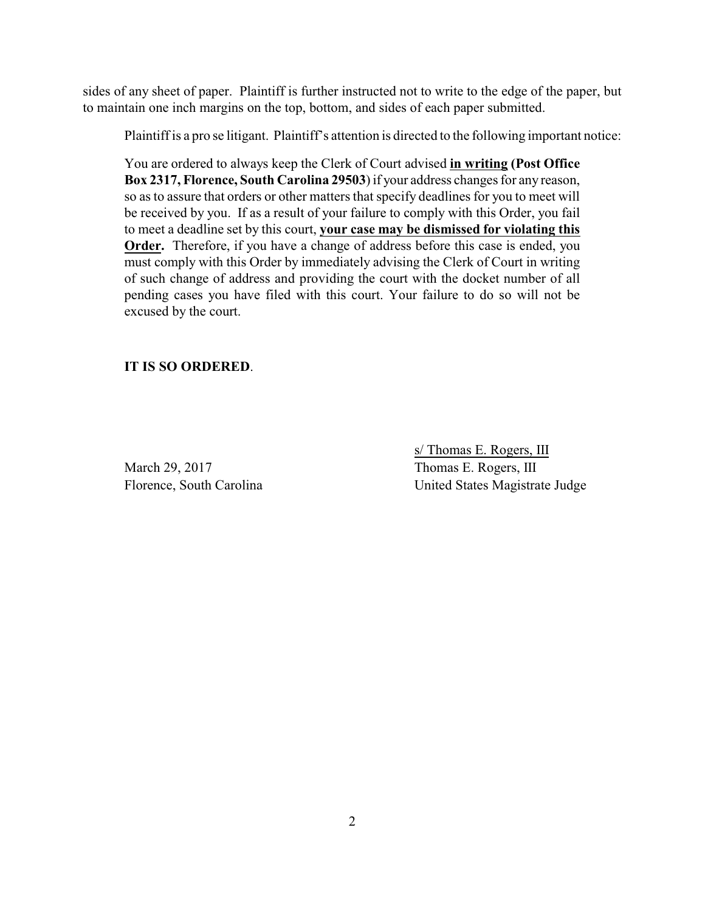sides of any sheet of paper. Plaintiff is further instructed not to write to the edge of the paper, but to maintain one inch margins on the top, bottom, and sides of each paper submitted.

Plaintiff is a pro se litigant. Plaintiff's attention is directed to the following important notice:

> You are ordered to always keep the Clerk of Court advised **in writing (Post Office Box 2317, Florence, South Carolina 29503**) if your address changes for any reason, so as to assure that orders or other matters that specify deadlines for you to meet will be received by you. If as a result of your failure to comply with this Order, you fail to meet a deadline set by this court, **your case may be dismissed for violating this Order.** Therefore, if you have a change of address before this case is ended, you must comply with this Order by immediately advising the Clerk of Court in writing of such change of address and providing the court with the docket number of all pending cases you have filed with this court. Your failure to do so will not be excused by the court.

**IT IS SO ORDERED**.

s/ Thomas E. Rogers, III
Thomas E. Rogers, III
United States Magistrate Judge

March 29, 2017
Florence, South Carolina